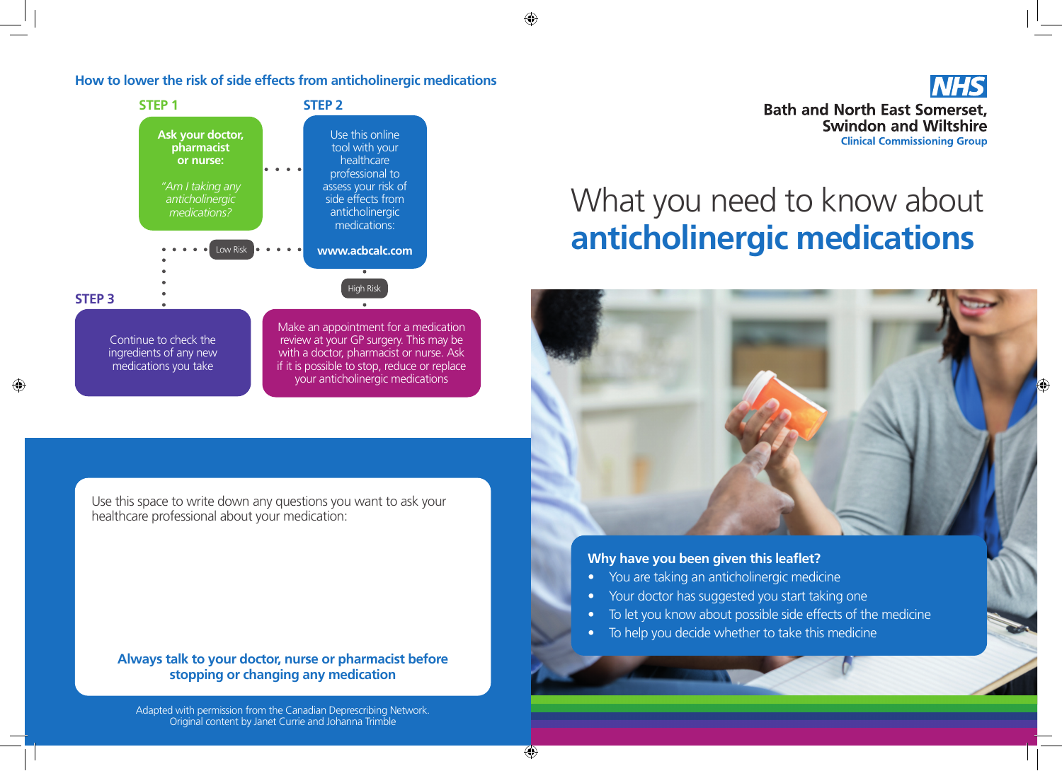## How to lower the risk of side effects from anticholinergic medications

**STEP 1**

**Ask your doctor, pharmacist or nurse:**

*"Am I taking any anticholinergic medications?*

**STEP 2**

Use this online tool with your healthcare professional to assess your risk of side effects from anticholinergic medications:

**www.acbcalc.com**

Low Risk

**STEP 3**

Continue to check the ingredients of any new medications you take

High Risk

Make an appointment for a medication review at your GP surgery. This may be with a doctor, pharmacist or nurse. Ask if it is possible to stop, reduce or replace your anticholinergic medications

Use this space to write down any questions you want to ask your healthcare professional about your medication:

**Always talk to your doctor, nurse or pharmacist before stopping or changing any medication**

Adapted with permission from the Canadian Deprescribing Network.
Original content by Janet Currie and Johanna Trimble

NHS

**Bath and North East Somerset, Swindon and Wiltshire**
**Clinical Commissioning Group**

# What you need to know about **anticholinergic medications**

### Why have you been given this leaflet?

- You are taking an anticholinergic medicine
- Your doctor has suggested you start taking one
- To let you know about possible side effects of the medicine
- To help you decide whether to take this medicine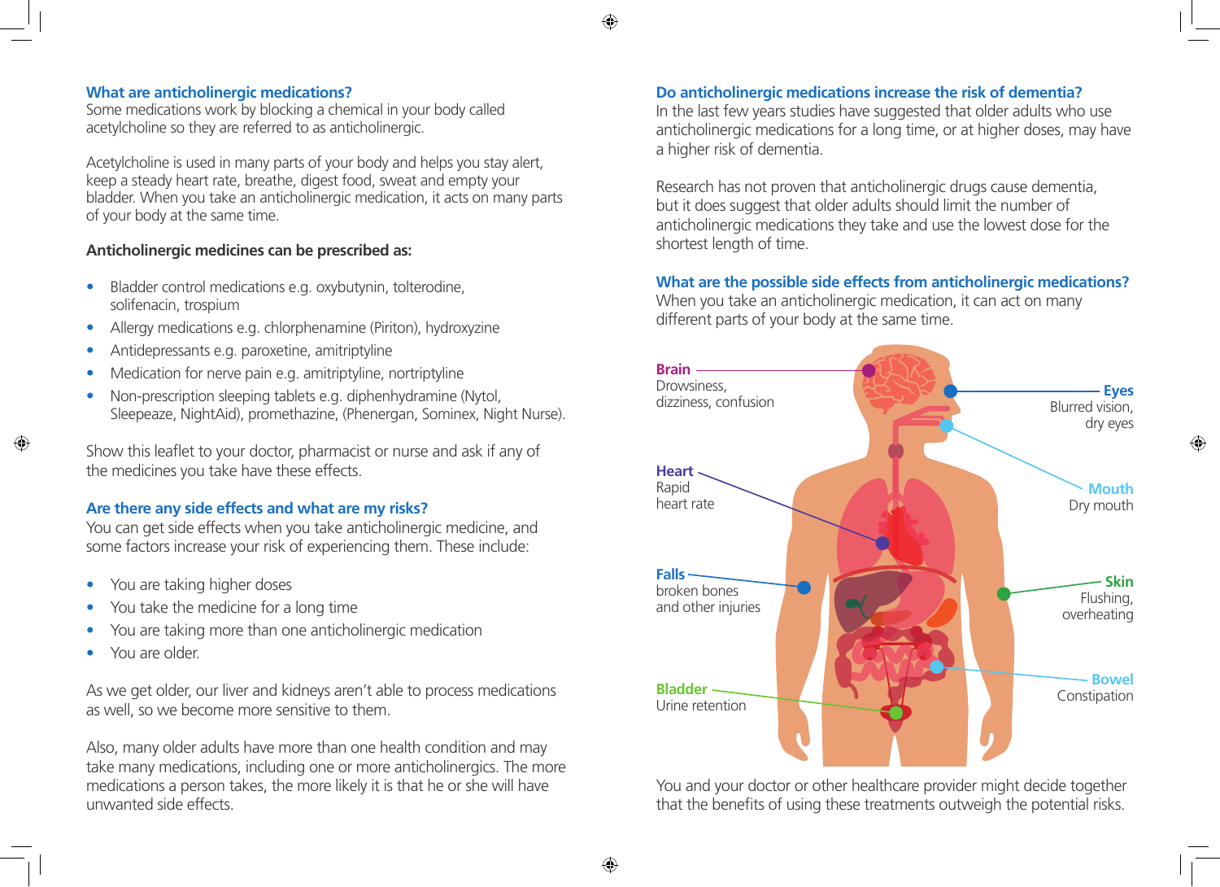## What are anticholinergic medications?

Some medications work by blocking a chemical in your body called acetylcholine so they are referred to as anticholinergic.

Acetylcholine is used in many parts of your body and helps you stay alert, keep a steady heart rate, breathe, digest food, sweat and empty your bladder. When you take an anticholinergic medication, it acts on many parts of your body at the same time.

**Anticholinergic medicines can be prescribed as:**

- Bladder control medications e.g. oxybutynin, tolterodine, solifenacin, trospium
- Allergy medications e.g. chlorphenamine (Piriton), hydroxyzine
- Antidepressants e.g. paroxetine, amitriptyline
- Medication for nerve pain e.g. amitriptyline, nortriptyline
- Non-prescription sleeping tablets e.g. diphenhydramine (Nytol, Sleepeaze, NightAid), promethazine, (Phenergan, Sominex, Night Nurse).

Show this leaflet to your doctor, pharmacist or nurse and ask if any of the medicines you take have these effects.

## Are there any side effects and what are my risks?

You can get side effects when you take anticholinergic medicine, and some factors increase your risk of experiencing them. These include:

- You are taking higher doses
- You take the medicine for a long time
- You are taking more than one anticholinergic medication
- You are older.

As we get older, our liver and kidneys aren't able to process medications as well, so we become more sensitive to them.

Also, many older adults have more than one health condition and may take many medications, including one or more anticholinergics. The more medications a person takes, the more likely it is that he or she will have unwanted side effects.

## Do anticholinergic medications increase the risk of dementia?

In the last few years studies have suggested that older adults who use anticholinergic medications for a long time, or at higher doses, may have a higher risk of dementia.

Research has not proven that anticholinergic drugs cause dementia, but it does suggest that older adults should limit the number of anticholinergic medications they take and use the lowest dose for the shortest length of time.

## What are the possible side effects from anticholinergic medications?

When you take an anticholinergic medication, it can act on many different parts of your body at the same time.

Brain
Drowsiness, dizziness, confusion

Eyes
Blurred vision, dry eyes

Heart
Rapid heart rate

Mouth
Dry mouth

Falls
broken bones and other injuries

Skin
Flushing, overheating

Bladder
Urine retention

Bowel
Constipation

You and your doctor or other healthcare provider might decide together that the benefits of using these treatments outweigh the potential risks.